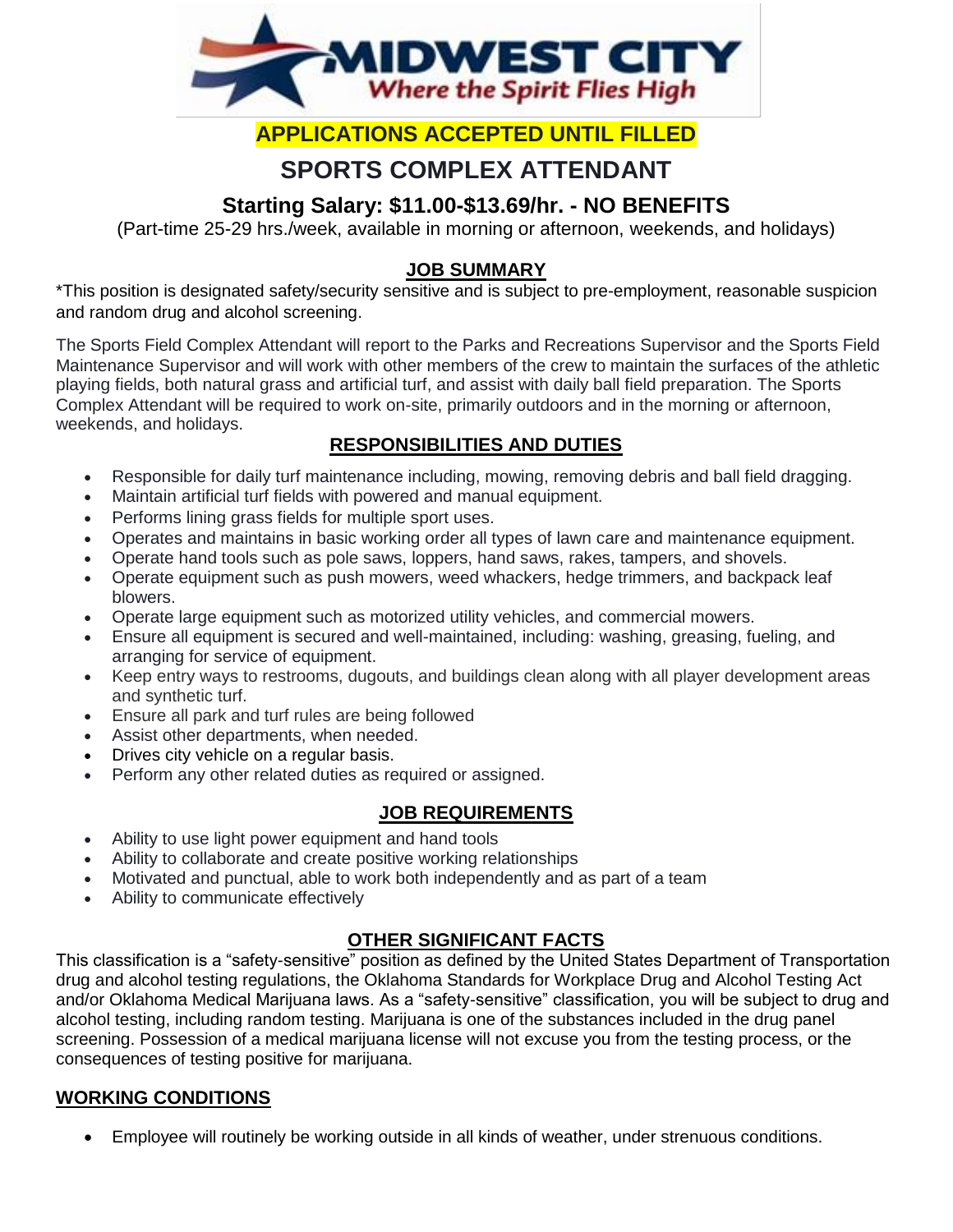MIDWEST CITY
*Where the Spirit Flies High*

**APPLICATIONS ACCEPTED UNTIL FILLED**

# SPORTS COMPLEX ATTENDANT

## Starting Salary: $11.00-$13.69/hr. - NO BENEFITS

(Part-time 25-29 hrs./week, available in morning or afternoon, weekends, and holidays)

### JOB SUMMARY

*This position is designated safety/security sensitive and is subject to pre-employment, reasonable suspicion and random drug and alcohol screening.

The Sports Field Complex Attendant will report to the Parks and Recreations Supervisor and the Sports Field Maintenance Supervisor and will work with other members of the crew to maintain the surfaces of the athletic playing fields, both natural grass and artificial turf, and assist with daily ball field preparation. The Sports Complex Attendant will be required to work on-site, primarily outdoors and in the morning or afternoon, weekends, and holidays.

### RESPONSIBILITIES AND DUTIES

- Responsible for daily turf maintenance including, mowing, removing debris and ball field dragging.
- Maintain artificial turf fields with powered and manual equipment.
- Performs lining grass fields for multiple sport uses.
- Operates and maintains in basic working order all types of lawn care and maintenance equipment.
- Operate hand tools such as pole saws, loppers, hand saws, rakes, tampers, and shovels.
- Operate equipment such as push mowers, weed whackers, hedge trimmers, and backpack leaf blowers.
- Operate large equipment such as motorized utility vehicles, and commercial mowers.
- Ensure all equipment is secured and well-maintained, including: washing, greasing, fueling, and arranging for service of equipment.
- Keep entry ways to restrooms, dugouts, and buildings clean along with all player development areas and synthetic turf.
- Ensure all park and turf rules are being followed
- Assist other departments, when needed.
- Drives city vehicle on a regular basis.
- Perform any other related duties as required or assigned.

### JOB REQUIREMENTS

- Ability to use light power equipment and hand tools
- Ability to collaborate and create positive working relationships
- Motivated and punctual, able to work both independently and as part of a team
- Ability to communicate effectively

### OTHER SIGNIFICANT FACTS

This classification is a "safety-sensitive" position as defined by the United States Department of Transportation drug and alcohol testing regulations, the Oklahoma Standards for Workplace Drug and Alcohol Testing Act and/or Oklahoma Medical Marijuana laws. As a "safety-sensitive" classification, you will be subject to drug and alcohol testing, including random testing. Marijuana is one of the substances included in the drug panel screening. Possession of a medical marijuana license will not excuse you from the testing process, or the consequences of testing positive for marijuana.

### WORKING CONDITIONS

- Employee will routinely be working outside in all kinds of weather, under strenuous conditions.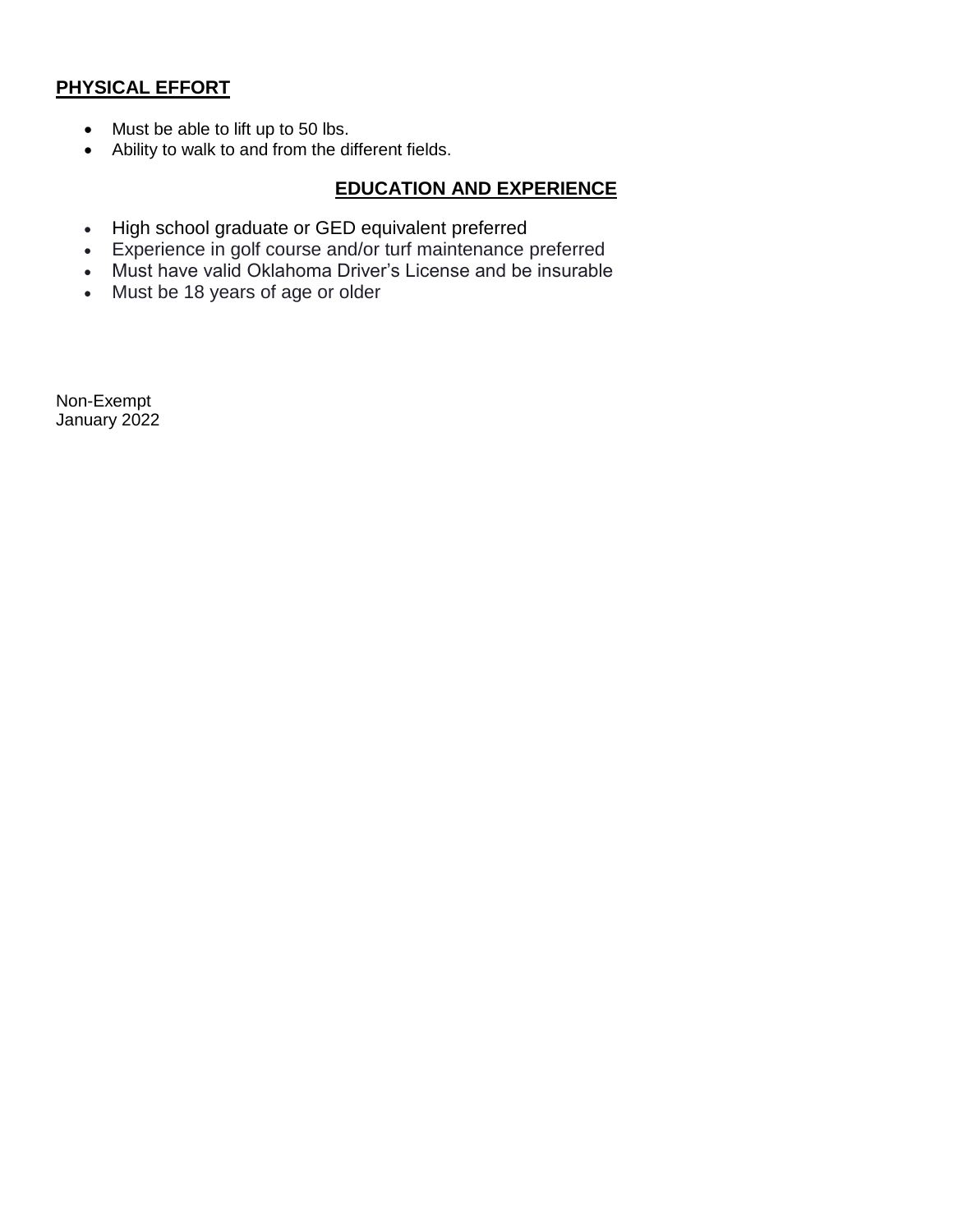## PHYSICAL EFFORT

- Must be able to lift up to 50 lbs.
- Ability to walk to and from the different fields.

## EDUCATION AND EXPERIENCE

- High school graduate or GED equivalent preferred
- Experience in golf course and/or turf maintenance preferred
- Must have valid Oklahoma Driver's License and be insurable
- Must be 18 years of age or older

Non-Exempt
January 2022